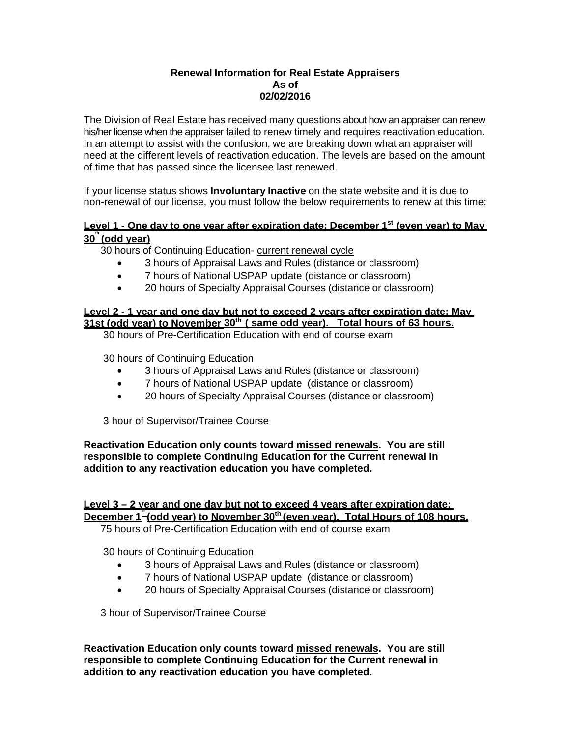**Renewal Information for Real Estate Appraisers**
**As of**
**02/02/2016**

The Division of Real Estate has received many questions about how an appraiser can renew his/her license when the appraiser failed to renew timely and requires reactivation education. In an attempt to assist with the confusion, we are breaking down what an appraiser will need at the different levels of reactivation education. The levels are based on the amount of time that has passed since the licensee last renewed.

If your license status shows **Involuntary Inactive** on the state website and it is due to non-renewal of our license, you must follow the below requirements to renew at this time:

**Level 1 - One day to one year after expiration date: December 1st (even year) to May 30th (odd year)**

30 hours of Continuing Education- current renewal cycle

- 3 hours of Appraisal Laws and Rules (distance or classroom)
- 7 hours of National USPAP update (distance or classroom)
- 20 hours of Specialty Appraisal Courses (distance or classroom)

**Level 2 - 1 year and one day but not to exceed 2 years after expiration date: May 31st (odd year) to November 30th ( same odd year). Total hours of 63 hours.**

30 hours of Pre-Certification Education with end of course exam

30 hours of Continuing Education

- 3 hours of Appraisal Laws and Rules (distance or classroom)
- 7 hours of National USPAP update (distance or classroom)
- 20 hours of Specialty Appraisal Courses (distance or classroom)

3 hour of Supervisor/Trainee Course

**Reactivation Education only counts toward missed renewals. You are still responsible to complete Continuing Education for the Current renewal in addition to any reactivation education you have completed.**

**Level 3 – 2 year and one day but not to exceed 4 years after expiration date: December 1st (odd year) to November 30th (even year). Total Hours of 108 hours.**

75 hours of Pre-Certification Education with end of course exam

30 hours of Continuing Education

- 3 hours of Appraisal Laws and Rules (distance or classroom)
- 7 hours of National USPAP update (distance or classroom)
- 20 hours of Specialty Appraisal Courses (distance or classroom)

3 hour of Supervisor/Trainee Course

**Reactivation Education only counts toward missed renewals. You are still responsible to complete Continuing Education for the Current renewal in addition to any reactivation education you have completed.**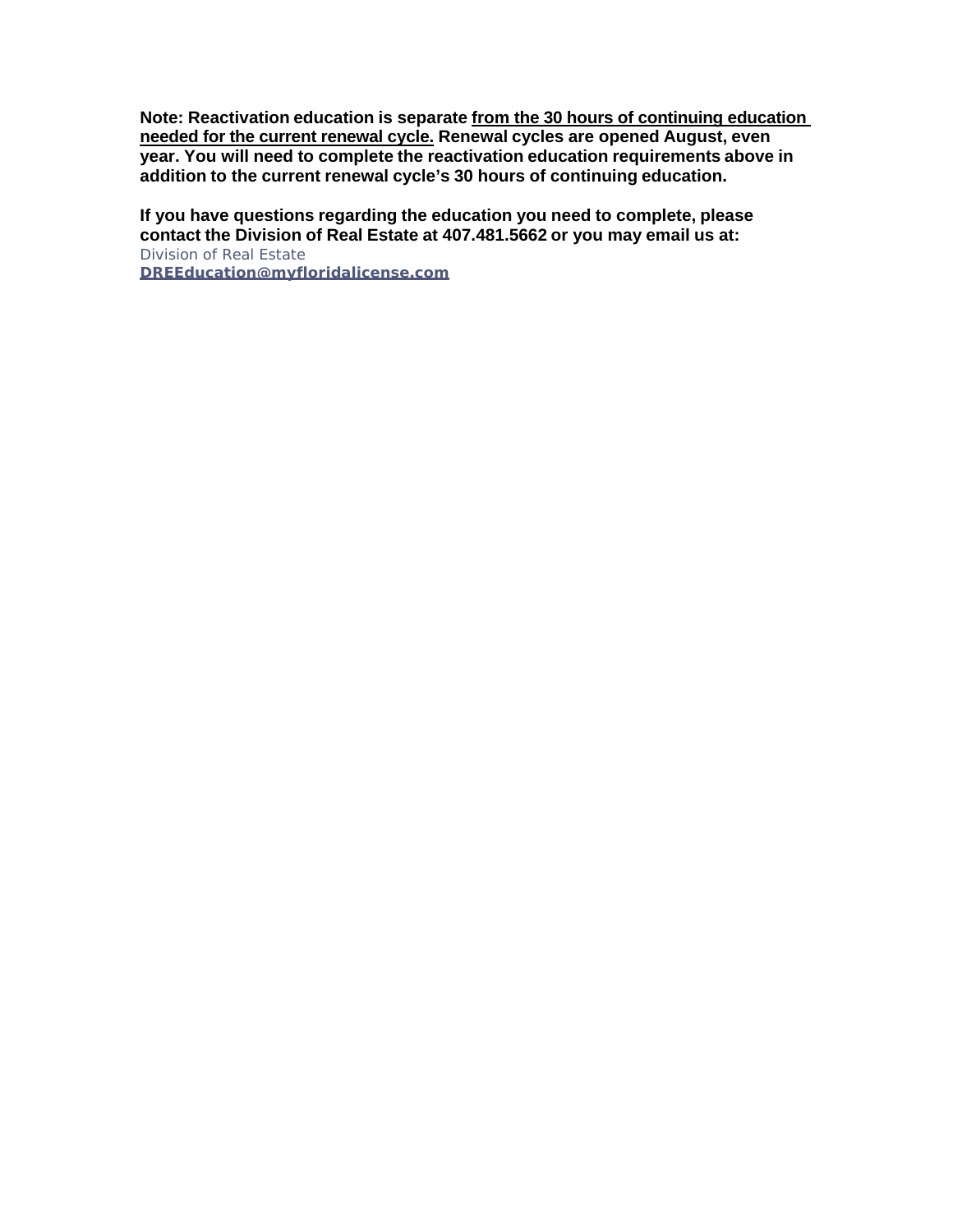**Note: Reactivation education is separate <u>from the 30 hours of continuing education needed for the current renewal cycle.</u> Renewal cycles are opened August, even year. You will need to complete the reactivation education requirements above in addition to the current renewal cycle's 30 hours of continuing education.**

**If you have questions regarding the education you need to complete, please contact the Division of Real Estate at 407.481.5662 or you may email us at:**

Division of Real Estate
**DREEducation@myfloridalicense.com**